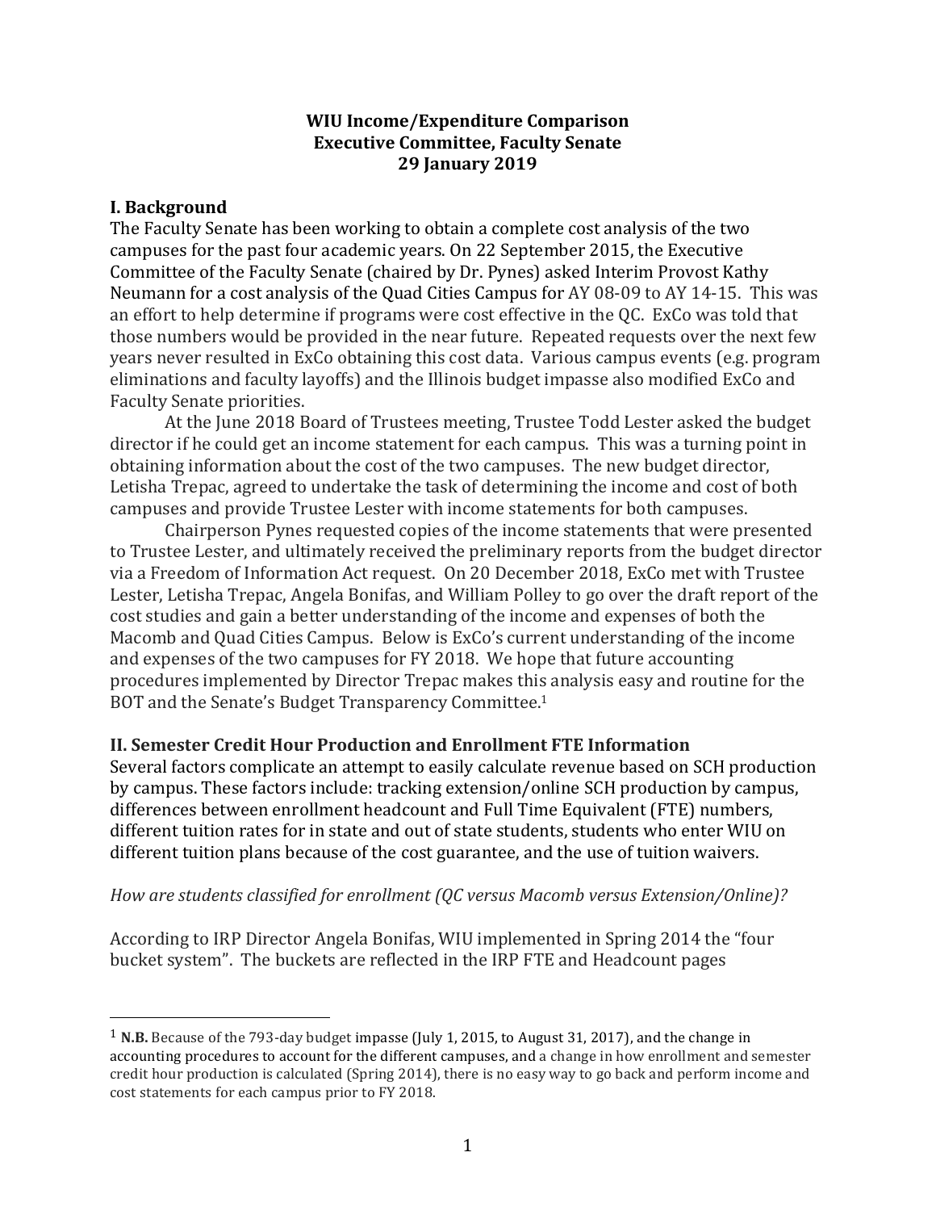**WIU Income/Expenditure Comparison**
**Executive Committee, Faculty Senate**
**29 January 2019**

## I. Background

The Faculty Senate has been working to obtain a complete cost analysis of the two campuses for the past four academic years. On 22 September 2015, the Executive Committee of the Faculty Senate (chaired by Dr. Pynes) asked Interim Provost Kathy Neumann for a cost analysis of the Quad Cities Campus for AY 08-09 to AY 14-15. This was an effort to help determine if programs were cost effective in the QC. ExCo was told that those numbers would be provided in the near future. Repeated requests over the next few years never resulted in ExCo obtaining this cost data. Various campus events (e.g. program eliminations and faculty layoffs) and the Illinois budget impasse also modified ExCo and Faculty Senate priorities.

At the June 2018 Board of Trustees meeting, Trustee Todd Lester asked the budget director if he could get an income statement for each campus. This was a turning point in obtaining information about the cost of the two campuses. The new budget director, Letisha Trepac, agreed to undertake the task of determining the income and cost of both campuses and provide Trustee Lester with income statements for both campuses.

Chairperson Pynes requested copies of the income statements that were presented to Trustee Lester, and ultimately received the preliminary reports from the budget director via a Freedom of Information Act request. On 20 December 2018, ExCo met with Trustee Lester, Letisha Trepac, Angela Bonifas, and William Polley to go over the draft report of the cost studies and gain a better understanding of the income and expenses of both the Macomb and Quad Cities Campus. Below is ExCo's current understanding of the income and expenses of the two campuses for FY 2018. We hope that future accounting procedures implemented by Director Trepac makes this analysis easy and routine for the BOT and the Senate's Budget Transparency Committee.[1]

## II. Semester Credit Hour Production and Enrollment FTE Information

Several factors complicate an attempt to easily calculate revenue based on SCH production by campus. These factors include: tracking extension/online SCH production by campus, differences between enrollment headcount and Full Time Equivalent (FTE) numbers, different tuition rates for in state and out of state students, students who enter WIU on different tuition plans because of the cost guarantee, and the use of tuition waivers.

*How are students classified for enrollment (QC versus Macomb versus Extension/Online)?*

According to IRP Director Angela Bonifas, WIU implemented in Spring 2014 the "four bucket system". The buckets are reflected in the IRP FTE and Headcount pages

---

[1] **N.B.** Because of the 793-day budget impasse (July 1, 2015, to August 31, 2017), and the change in accounting procedures to account for the different campuses, and a change in how enrollment and semester credit hour production is calculated (Spring 2014), there is no easy way to go back and perform income and cost statements for each campus prior to FY 2018.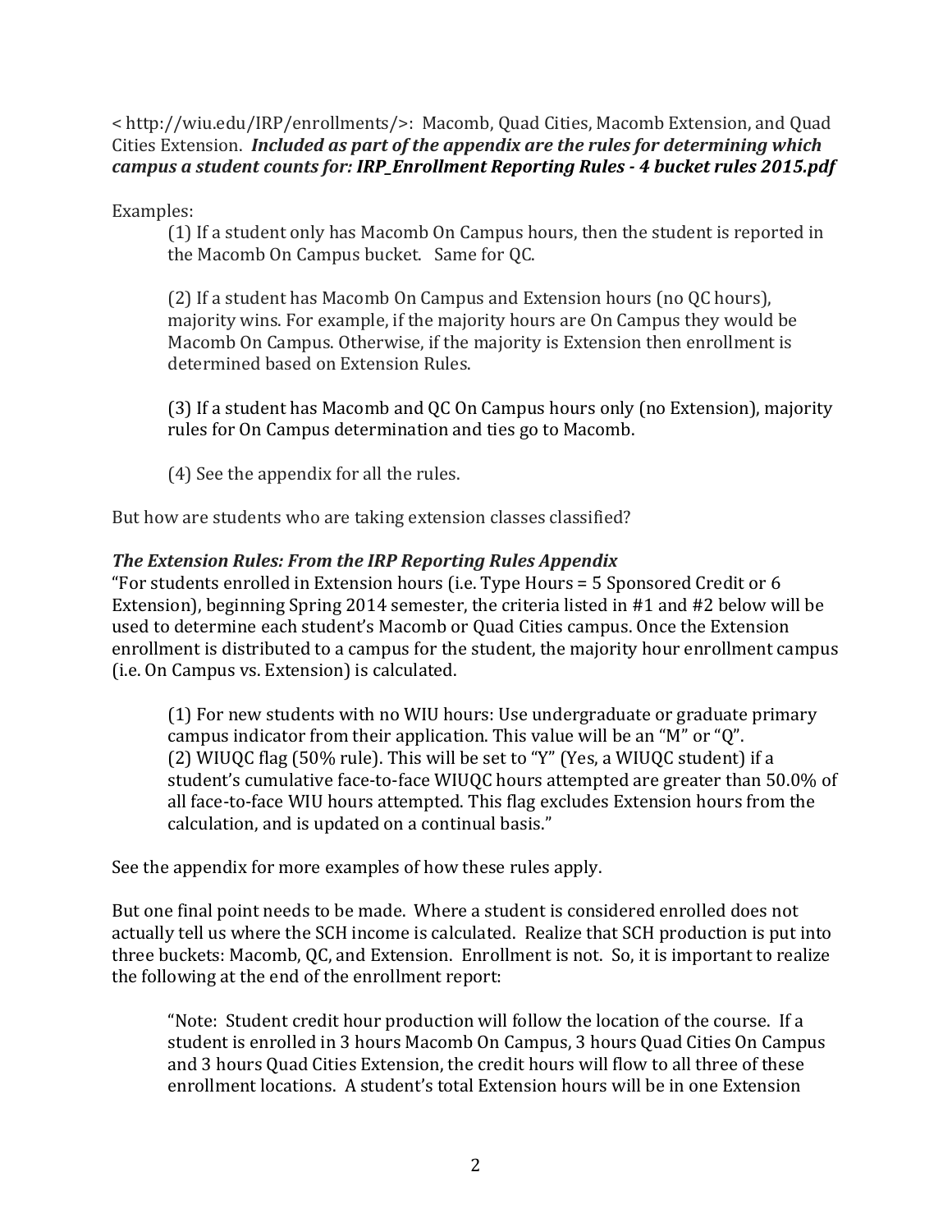< http://wiu.edu/IRP/enrollments/>: Macomb, Quad Cities, Macomb Extension, and Quad Cities Extension. ***Included as part of the appendix are the rules for determining which campus a student counts for: IRP_Enrollment Reporting Rules - 4 bucket rules 2015.pdf***

Examples:

> (1) If a student only has Macomb On Campus hours, then the student is reported in the Macomb On Campus bucket. Same for QC.
>
> (2) If a student has Macomb On Campus and Extension hours (no QC hours), majority wins. For example, if the majority hours are On Campus they would be Macomb On Campus. Otherwise, if the majority is Extension then enrollment is determined based on Extension Rules.
>
> (3) If a student has Macomb and QC On Campus hours only (no Extension), majority rules for On Campus determination and ties go to Macomb.
>
> (4) See the appendix for all the rules.

But how are students who are taking extension classes classified?

***The Extension Rules: From the IRP Reporting Rules Appendix***

"For students enrolled in Extension hours (i.e. Type Hours = 5 Sponsored Credit or 6 Extension), beginning Spring 2014 semester, the criteria listed in #1 and #2 below will be used to determine each student's Macomb or Quad Cities campus. Once the Extension enrollment is distributed to a campus for the student, the majority hour enrollment campus (i.e. On Campus vs. Extension) is calculated.

> (1) For new students with no WIU hours: Use undergraduate or graduate primary campus indicator from their application. This value will be an "M" or "Q".
> (2) WIUQC flag (50% rule). This will be set to "Y" (Yes, a WIUQC student) if a student's cumulative face-to-face WIUQC hours attempted are greater than 50.0% of all face-to-face WIU hours attempted. This flag excludes Extension hours from the calculation, and is updated on a continual basis."

See the appendix for more examples of how these rules apply.

But one final point needs to be made. Where a student is considered enrolled does not actually tell us where the SCH income is calculated. Realize that SCH production is put into three buckets: Macomb, QC, and Extension. Enrollment is not. So, it is important to realize the following at the end of the enrollment report:

> "Note: Student credit hour production will follow the location of the course. If a student is enrolled in 3 hours Macomb On Campus, 3 hours Quad Cities On Campus and 3 hours Quad Cities Extension, the credit hours will flow to all three of these enrollment locations. A student's total Extension hours will be in one Extension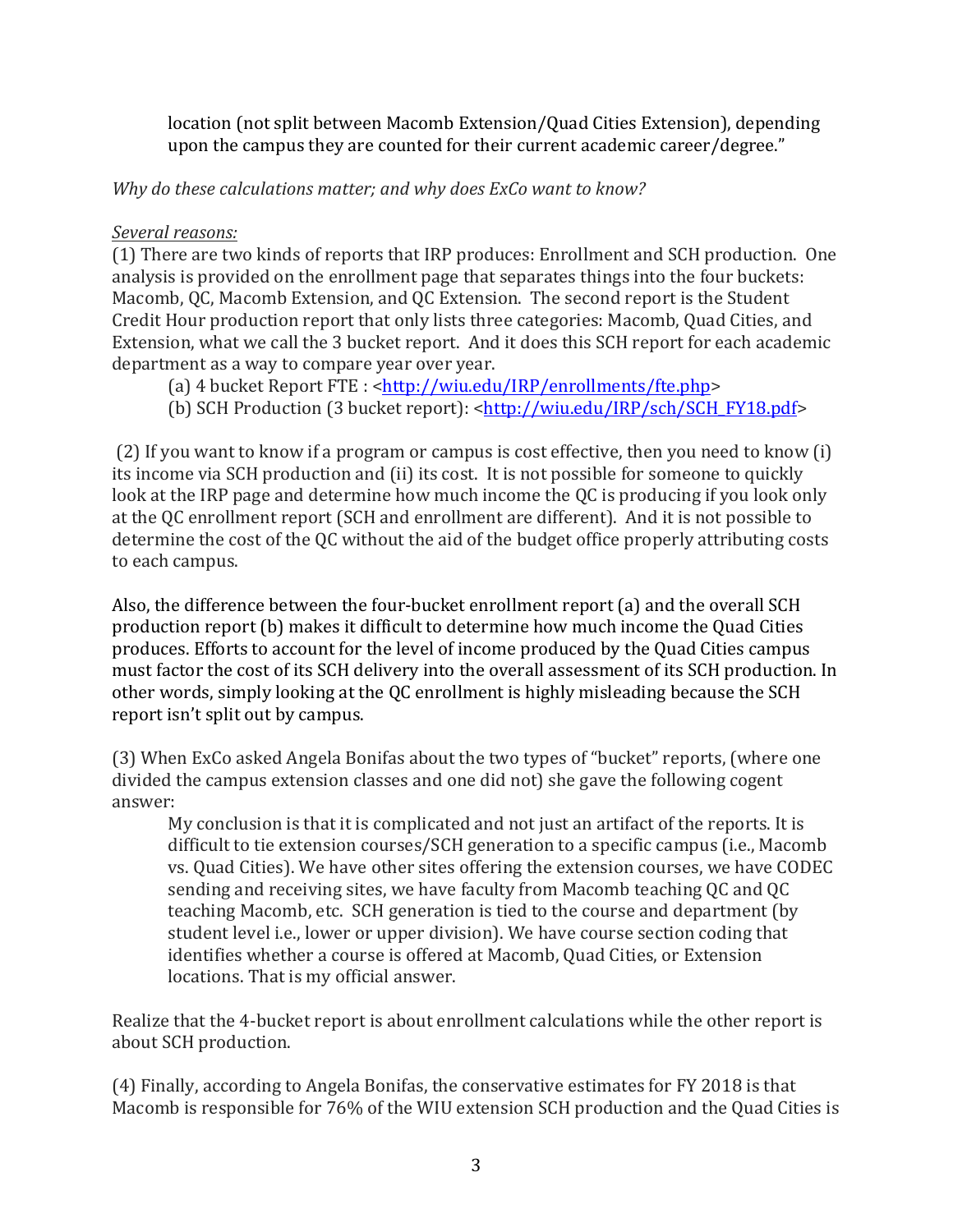location (not split between Macomb Extension/Quad Cities Extension), depending upon the campus they are counted for their current academic career/degree."

*Why do these calculations matter; and why does ExCo want to know?*

*Several reasons:*

(1) There are two kinds of reports that IRP produces: Enrollment and SCH production. One analysis is provided on the enrollment page that separates things into the four buckets: Macomb, QC, Macomb Extension, and QC Extension. The second report is the Student Credit Hour production report that only lists three categories: Macomb, Quad Cities, and Extension, what we call the 3 bucket report. And it does this SCH report for each academic department as a way to compare year over year.

(a) 4 bucket Report FTE : <http://wiu.edu/IRP/enrollments/fte.php>

(b) SCH Production (3 bucket report): <http://wiu.edu/IRP/sch/SCH_FY18.pdf>

(2) If you want to know if a program or campus is cost effective, then you need to know (i) its income via SCH production and (ii) its cost. It is not possible for someone to quickly look at the IRP page and determine how much income the QC is producing if you look only at the QC enrollment report (SCH and enrollment are different). And it is not possible to determine the cost of the QC without the aid of the budget office properly attributing costs to each campus.

Also, the difference between the four-bucket enrollment report (a) and the overall SCH production report (b) makes it difficult to determine how much income the Quad Cities produces. Efforts to account for the level of income produced by the Quad Cities campus must factor the cost of its SCH delivery into the overall assessment of its SCH production. In other words, simply looking at the QC enrollment is highly misleading because the SCH report isn't split out by campus.

(3) When ExCo asked Angela Bonifas about the two types of "bucket" reports, (where one divided the campus extension classes and one did not) she gave the following cogent answer:

> My conclusion is that it is complicated and not just an artifact of the reports. It is difficult to tie extension courses/SCH generation to a specific campus (i.e., Macomb vs. Quad Cities). We have other sites offering the extension courses, we have CODEC sending and receiving sites, we have faculty from Macomb teaching QC and QC teaching Macomb, etc. SCH generation is tied to the course and department (by student level i.e., lower or upper division). We have course section coding that identifies whether a course is offered at Macomb, Quad Cities, or Extension locations. That is my official answer.

Realize that the 4-bucket report is about enrollment calculations while the other report is about SCH production.

(4) Finally, according to Angela Bonifas, the conservative estimates for FY 2018 is that Macomb is responsible for 76% of the WIU extension SCH production and the Quad Cities is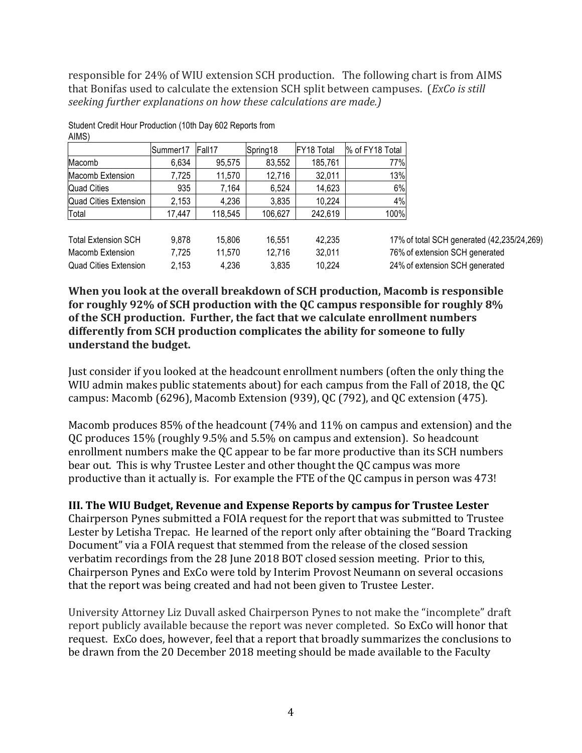responsible for 24% of WIU extension SCH production. The following chart is from AIMS that Bonifas used to calculate the extension SCH split between campuses. (*ExCo is still seeking further explanations on how these calculations are made.)*

Student Credit Hour Production (10th Day 602 Reports from AIMS)

| | Summer17 | Fall17 | Spring18 | FY18 Total | % of FY18 Total |
|---|---|---|---|---|---|
| Macomb | 6,634 | 95,575 | 83,552 | 185,761 | 77% |
| Macomb Extension | 7,725 | 11,570 | 12,716 | 32,011 | 13% |
| Quad Cities | 935 | 7,164 | 6,524 | 14,623 | 6% |
| Quad Cities Extension | 2,153 | 4,236 | 3,835 | 10,224 | 4% |
| Total | 17,447 | 118,545 | 106,627 | 242,619 | 100% |

| | | | | | |
|---|---|---|---|---|---|
| Total Extension SCH | 9,878 | 15,806 | 16,551 | 42,235 | 17% of total SCH generated (42,235/24,269) |
| Macomb Extension | 7,725 | 11,570 | 12,716 | 32,011 | 76% of extension SCH generated |
| Quad Cities Extension | 2,153 | 4,236 | 3,835 | 10,224 | 24% of extension SCH generated |

**When you look at the overall breakdown of SCH production, Macomb is responsible for roughly 92% of SCH production with the QC campus responsible for roughly 8% of the SCH production. Further, the fact that we calculate enrollment numbers differently from SCH production complicates the ability for someone to fully understand the budget.**

Just consider if you looked at the headcount enrollment numbers (often the only thing the WIU admin makes public statements about) for each campus from the Fall of 2018, the QC campus: Macomb (6296), Macomb Extension (939), QC (792), and QC extension (475).

Macomb produces 85% of the headcount (74% and 11% on campus and extension) and the QC produces 15% (roughly 9.5% and 5.5% on campus and extension). So headcount enrollment numbers make the QC appear to be far more productive than its SCH numbers bear out. This is why Trustee Lester and other thought the QC campus was more productive than it actually is. For example the FTE of the QC campus in person was 473!

### III. The WIU Budget, Revenue and Expense Reports by campus for Trustee Lester

Chairperson Pynes submitted a FOIA request for the report that was submitted to Trustee Lester by Letisha Trepac. He learned of the report only after obtaining the "Board Tracking Document" via a FOIA request that stemmed from the release of the closed session verbatim recordings from the 28 June 2018 BOT closed session meeting. Prior to this, Chairperson Pynes and ExCo were told by Interim Provost Neumann on several occasions that the report was being created and had not been given to Trustee Lester.

University Attorney Liz Duvall asked Chairperson Pynes to not make the "incomplete" draft report publicly available because the report was never completed. So ExCo will honor that request. ExCo does, however, feel that a report that broadly summarizes the conclusions to be drawn from the 20 December 2018 meeting should be made available to the Faculty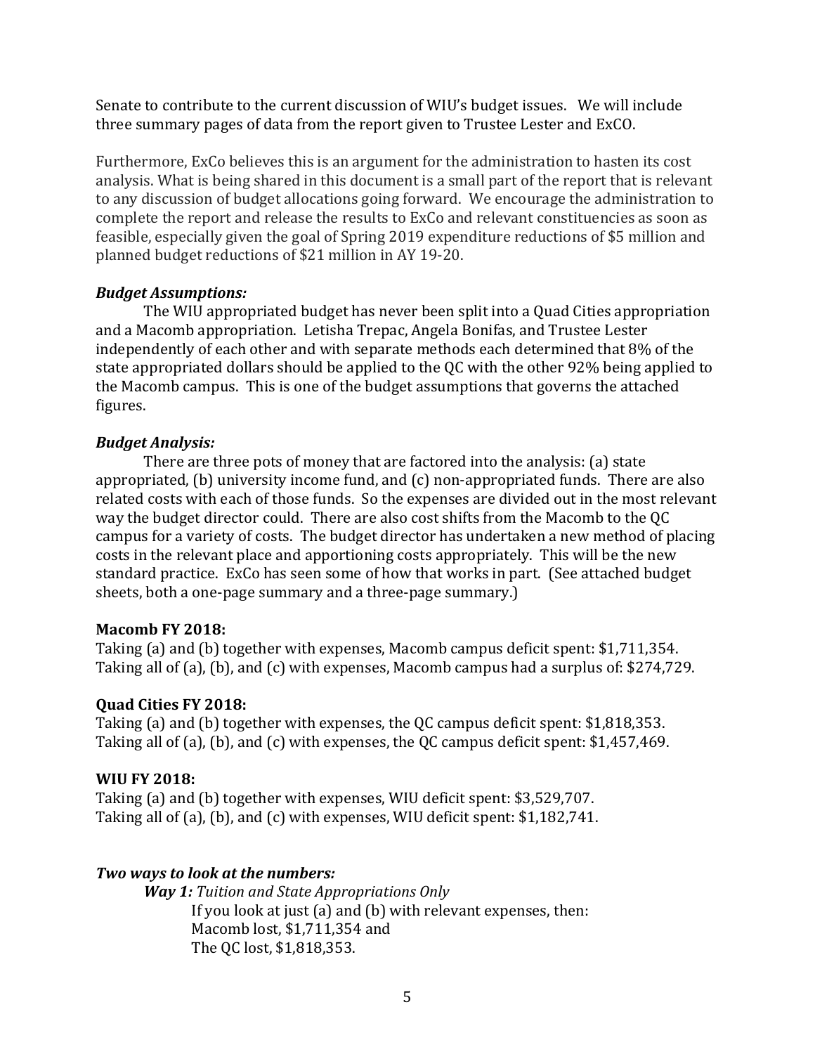Senate to contribute to the current discussion of WIU's budget issues. We will include three summary pages of data from the report given to Trustee Lester and ExCO.

Furthermore, ExCo believes this is an argument for the administration to hasten its cost analysis. What is being shared in this document is a small part of the report that is relevant to any discussion of budget allocations going forward. We encourage the administration to complete the report and release the results to ExCo and relevant constituencies as soon as feasible, especially given the goal of Spring 2019 expenditure reductions of $5 million and planned budget reductions of $21 million in AY 19-20.

***Budget Assumptions:***

The WIU appropriated budget has never been split into a Quad Cities appropriation and a Macomb appropriation. Letisha Trepac, Angela Bonifas, and Trustee Lester independently of each other and with separate methods each determined that 8% of the state appropriated dollars should be applied to the QC with the other 92% being applied to the Macomb campus. This is one of the budget assumptions that governs the attached figures.

***Budget Analysis:***

There are three pots of money that are factored into the analysis: (a) state appropriated, (b) university income fund, and (c) non-appropriated funds. There are also related costs with each of those funds. So the expenses are divided out in the most relevant way the budget director could. There are also cost shifts from the Macomb to the QC campus for a variety of costs. The budget director has undertaken a new method of placing costs in the relevant place and apportioning costs appropriately. This will be the new standard practice. ExCo has seen some of how that works in part. (See attached budget sheets, both a one-page summary and a three-page summary.)

**Macomb FY 2018:**

Taking (a) and (b) together with expenses, Macomb campus deficit spent: $1,711,354.
Taking all of (a), (b), and (c) with expenses, Macomb campus had a surplus of: $274,729.

**Quad Cities FY 2018:**

Taking (a) and (b) together with expenses, the QC campus deficit spent: $1,818,353.
Taking all of (a), (b), and (c) with expenses, the QC campus deficit spent: $1,457,469.

**WIU FY 2018:**

Taking (a) and (b) together with expenses, WIU deficit spent: $3,529,707.
Taking all of (a), (b), and (c) with expenses, WIU deficit spent: $1,182,741.

***Two ways to look at the numbers:***

***Way 1:*** *Tuition and State Appropriations Only*

If you look at just (a) and (b) with relevant expenses, then:
Macomb lost, $1,711,354 and
The QC lost, $1,818,353.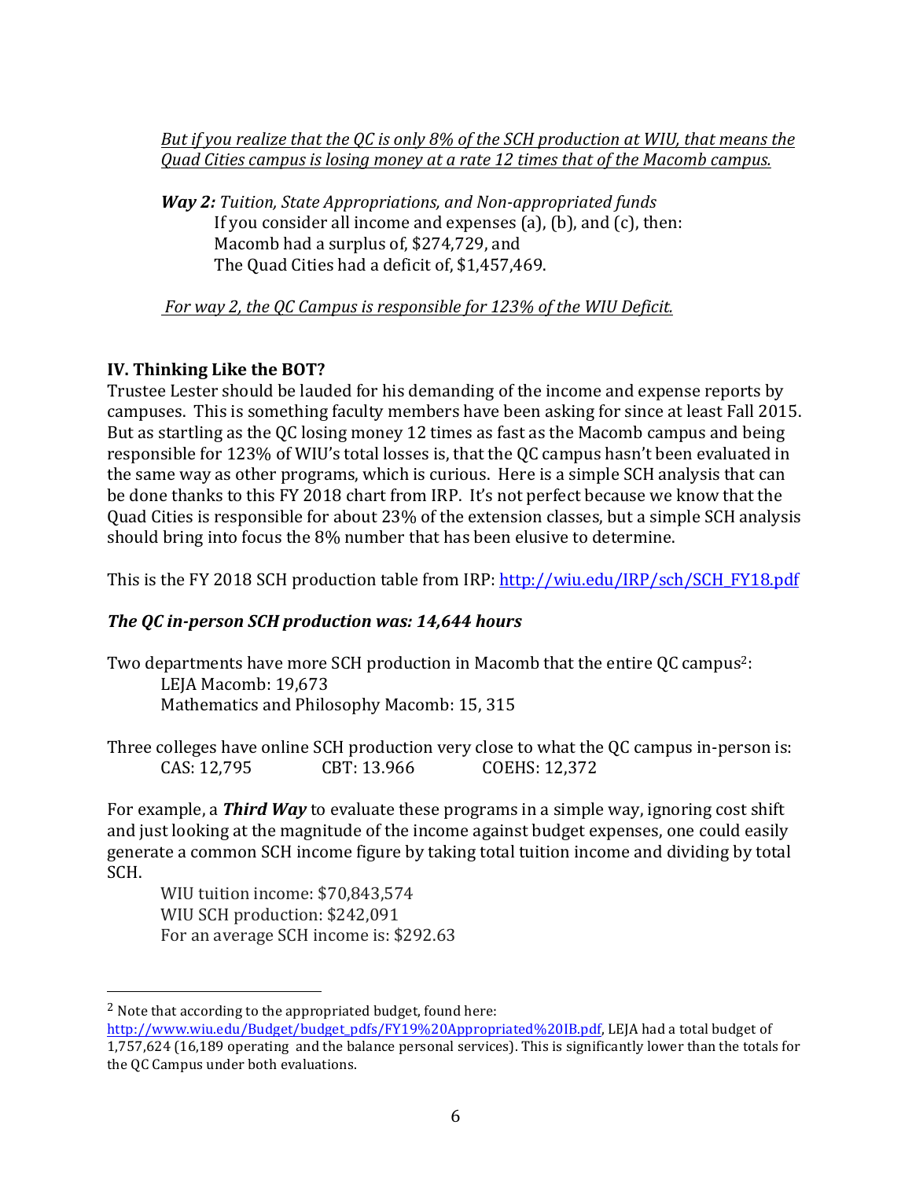_*But if you realize that the QC is only 8% of the SCH production at WIU, that means the Quad Cities campus is losing money at a rate 12 times that of the Macomb campus.*_

***Way 2:*** *Tuition, State Appropriations, and Non-appropriated funds*
If you consider all income and expenses (a), (b), and (c), then:
Macomb had a surplus of, $274,729, and
The Quad Cities had a deficit of, $1,457,469.

_*For way 2, the QC Campus is responsible for 123% of the WIU Deficit.*_

## IV. Thinking Like the BOT?

Trustee Lester should be lauded for his demanding of the income and expense reports by campuses. This is something faculty members have been asking for since at least Fall 2015. But as startling as the QC losing money 12 times as fast as the Macomb campus and being responsible for 123% of WIU's total losses is, that the QC campus hasn't been evaluated in the same way as other programs, which is curious. Here is a simple SCH analysis that can be done thanks to this FY 2018 chart from IRP. It's not perfect because we know that the Quad Cities is responsible for about 23% of the extension classes, but a simple SCH analysis should bring into focus the 8% number that has been elusive to determine.

This is the FY 2018 SCH production table from IRP: http://wiu.edu/IRP/sch/SCH_FY18.pdf

***The QC in-person SCH production was: 14,644 hours***

Two departments have more SCH production in Macomb that the entire QC campus[2]:
LEJA Macomb: 19,673
Mathematics and Philosophy Macomb: 15, 315

Three colleges have online SCH production very close to what the QC campus in-person is:
CAS: 12,795 CBT: 13.966 COEHS: 12,372

For example, a ***Third Way*** to evaluate these programs in a simple way, ignoring cost shift and just looking at the magnitude of the income against budget expenses, one could easily generate a common SCH income figure by taking total tuition income and dividing by total SCH.

WIU tuition income: $70,843,574
WIU SCH production: $242,091
For an average SCH income is: $292.63

---

[2] Note that according to the appropriated budget, found here: http://www.wiu.edu/Budget/budget_pdfs/FY19%20Appropriated%20IB.pdf, LEJA had a total budget of 1,757,624 (16,189 operating and the balance personal services). This is significantly lower than the totals for the QC Campus under both evaluations.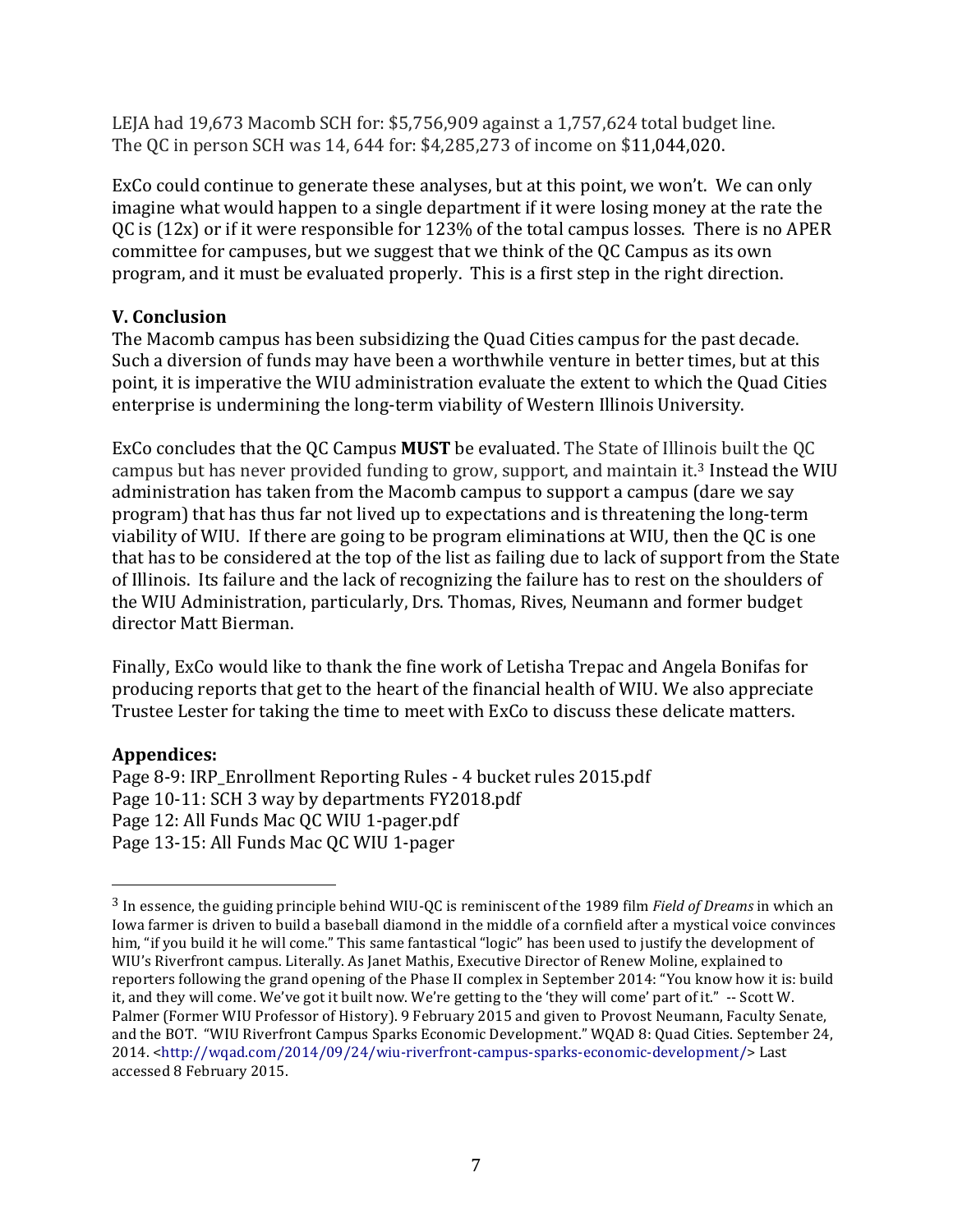LEJA had 19,673 Macomb SCH for: $5,756,909 against a 1,757,624 total budget line.
The QC in person SCH was 14, 644 for: $4,285,273 of income on $11,044,020.

ExCo could continue to generate these analyses, but at this point, we won't. We can only imagine what would happen to a single department if it were losing money at the rate the QC is (12x) or if it were responsible for 123% of the total campus losses. There is no APER committee for campuses, but we suggest that we think of the QC Campus as its own program, and it must be evaluated properly. This is a first step in the right direction.

### V. Conclusion

The Macomb campus has been subsidizing the Quad Cities campus for the past decade. Such a diversion of funds may have been a worthwhile venture in better times, but at this point, it is imperative the WIU administration evaluate the extent to which the Quad Cities enterprise is undermining the long-term viability of Western Illinois University.

ExCo concludes that the QC Campus **MUST** be evaluated. The State of Illinois built the QC campus but has never provided funding to grow, support, and maintain it.[3] Instead the WIU administration has taken from the Macomb campus to support a campus (dare we say program) that has thus far not lived up to expectations and is threatening the long-term viability of WIU. If there are going to be program eliminations at WIU, then the QC is one that has to be considered at the top of the list as failing due to lack of support from the State of Illinois. Its failure and the lack of recognizing the failure has to rest on the shoulders of the WIU Administration, particularly, Drs. Thomas, Rives, Neumann and former budget director Matt Bierman.

Finally, ExCo would like to thank the fine work of Letisha Trepac and Angela Bonifas for producing reports that get to the heart of the financial health of WIU. We also appreciate Trustee Lester for taking the time to meet with ExCo to discuss these delicate matters.

**Appendices:**

Page 8-9: IRP_Enrollment Reporting Rules - 4 bucket rules 2015.pdf
Page 10-11: SCH 3 way by departments FY2018.pdf
Page 12: All Funds Mac QC WIU 1-pager.pdf
Page 13-15: All Funds Mac QC WIU 1-pager

---

[3] In essence, the guiding principle behind WIU-QC is reminiscent of the 1989 film *Field of Dreams* in which an Iowa farmer is driven to build a baseball diamond in the middle of a cornfield after a mystical voice convinces him, "if you build it he will come." This same fantastical "logic" has been used to justify the development of WIU's Riverfront campus. Literally. As Janet Mathis, Executive Director of Renew Moline, explained to reporters following the grand opening of the Phase II complex in September 2014: "You know how it is: build it, and they will come. We've got it built now. We're getting to the 'they will come' part of it." -- Scott W. Palmer (Former WIU Professor of History). 9 February 2015 and given to Provost Neumann, Faculty Senate, and the BOT. "WIU Riverfront Campus Sparks Economic Development." WQAD 8: Quad Cities. September 24, 2014. <http://wqad.com/2014/09/24/wiu-riverfront-campus-sparks-economic-development/> Last accessed 8 February 2015.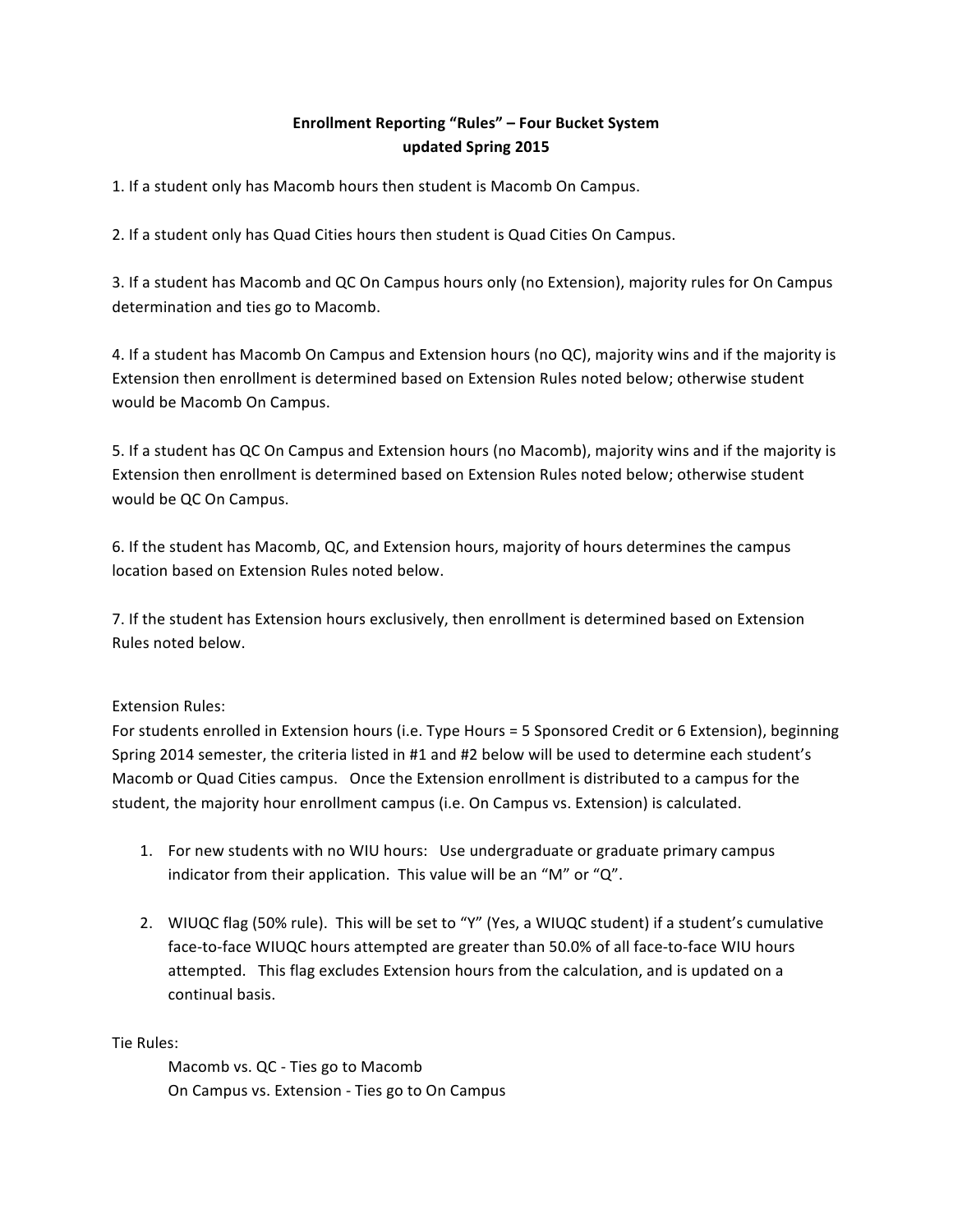# Enrollment Reporting "Rules" – Four Bucket System
## updated Spring 2015

1. If a student only has Macomb hours then student is Macomb On Campus.

2. If a student only has Quad Cities hours then student is Quad Cities On Campus.

3. If a student has Macomb and QC On Campus hours only (no Extension), majority rules for On Campus determination and ties go to Macomb.

4. If a student has Macomb On Campus and Extension hours (no QC), majority wins and if the majority is Extension then enrollment is determined based on Extension Rules noted below; otherwise student would be Macomb On Campus.

5. If a student has QC On Campus and Extension hours (no Macomb), majority wins and if the majority is Extension then enrollment is determined based on Extension Rules noted below; otherwise student would be QC On Campus.

6. If the student has Macomb, QC, and Extension hours, majority of hours determines the campus location based on Extension Rules noted below.

7. If the student has Extension hours exclusively, then enrollment is determined based on Extension Rules noted below.

Extension Rules:
For students enrolled in Extension hours (i.e. Type Hours = 5 Sponsored Credit or 6 Extension), beginning Spring 2014 semester, the criteria listed in #1 and #2 below will be used to determine each student's Macomb or Quad Cities campus. Once the Extension enrollment is distributed to a campus for the student, the majority hour enrollment campus (i.e. On Campus vs. Extension) is calculated.

1. For new students with no WIU hours: Use undergraduate or graduate primary campus indicator from their application. This value will be an "M" or "Q".

2. WIUQC flag (50% rule). This will be set to "Y" (Yes, a WIUQC student) if a student's cumulative face-to-face WIUQC hours attempted are greater than 50.0% of all face-to-face WIU hours attempted. This flag excludes Extension hours from the calculation, and is updated on a continual basis.

Tie Rules:

Macomb vs. QC - Ties go to Macomb
On Campus vs. Extension - Ties go to On Campus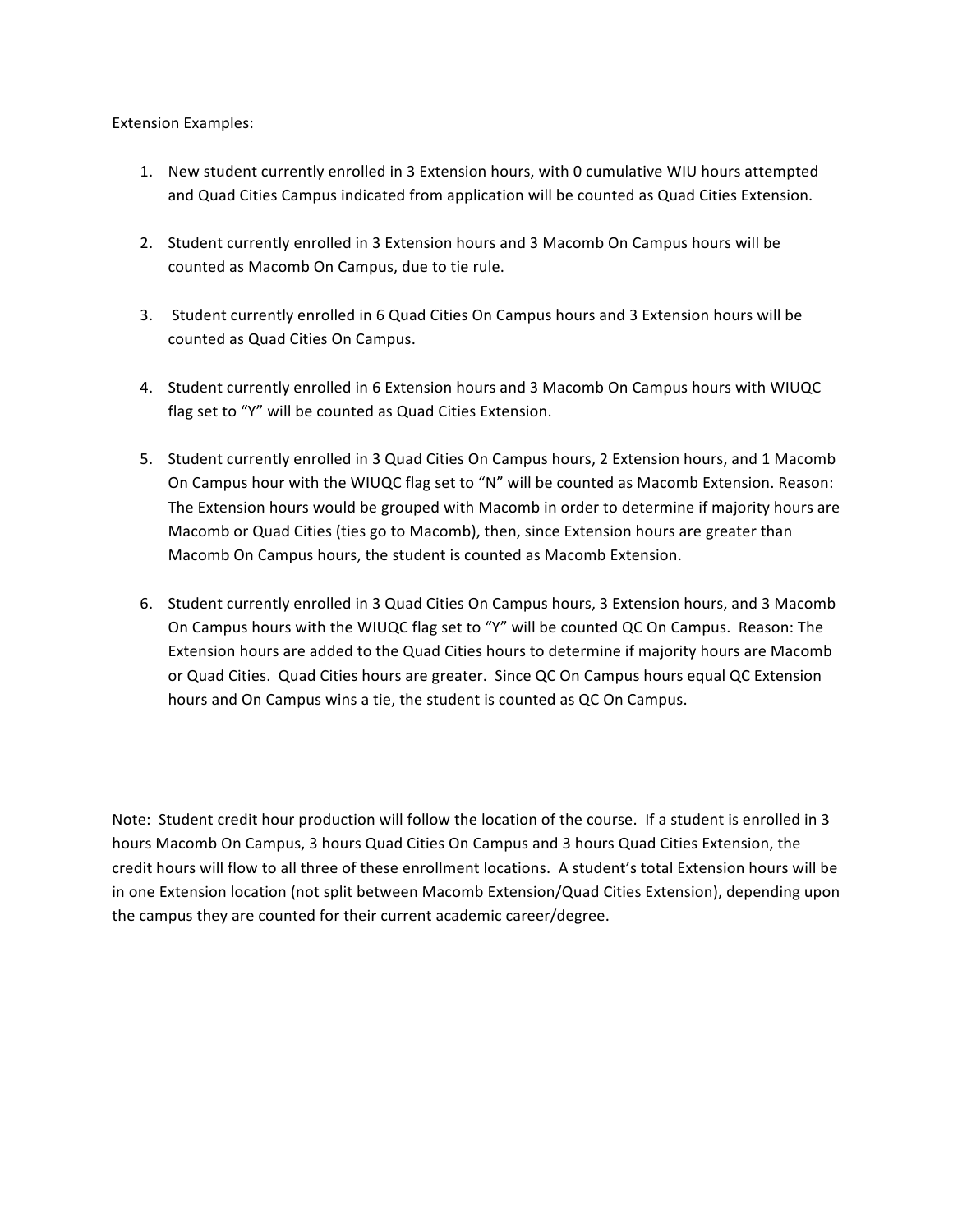Extension Examples:

1. New student currently enrolled in 3 Extension hours, with 0 cumulative WIU hours attempted and Quad Cities Campus indicated from application will be counted as Quad Cities Extension.

2. Student currently enrolled in 3 Extension hours and 3 Macomb On Campus hours will be counted as Macomb On Campus, due to tie rule.

3. Student currently enrolled in 6 Quad Cities On Campus hours and 3 Extension hours will be counted as Quad Cities On Campus.

4. Student currently enrolled in 6 Extension hours and 3 Macomb On Campus hours with WIUQC flag set to "Y" will be counted as Quad Cities Extension.

5. Student currently enrolled in 3 Quad Cities On Campus hours, 2 Extension hours, and 1 Macomb On Campus hour with the WIUQC flag set to "N" will be counted as Macomb Extension. Reason: The Extension hours would be grouped with Macomb in order to determine if majority hours are Macomb or Quad Cities (ties go to Macomb), then, since Extension hours are greater than Macomb On Campus hours, the student is counted as Macomb Extension.

6. Student currently enrolled in 3 Quad Cities On Campus hours, 3 Extension hours, and 3 Macomb On Campus hours with the WIUQC flag set to "Y" will be counted QC On Campus. Reason: The Extension hours are added to the Quad Cities hours to determine if majority hours are Macomb or Quad Cities. Quad Cities hours are greater. Since QC On Campus hours equal QC Extension hours and On Campus wins a tie, the student is counted as QC On Campus.

Note: Student credit hour production will follow the location of the course. If a student is enrolled in 3 hours Macomb On Campus, 3 hours Quad Cities On Campus and 3 hours Quad Cities Extension, the credit hours will flow to all three of these enrollment locations. A student's total Extension hours will be in one Extension location (not split between Macomb Extension/Quad Cities Extension), depending upon the campus they are counted for their current academic career/degree.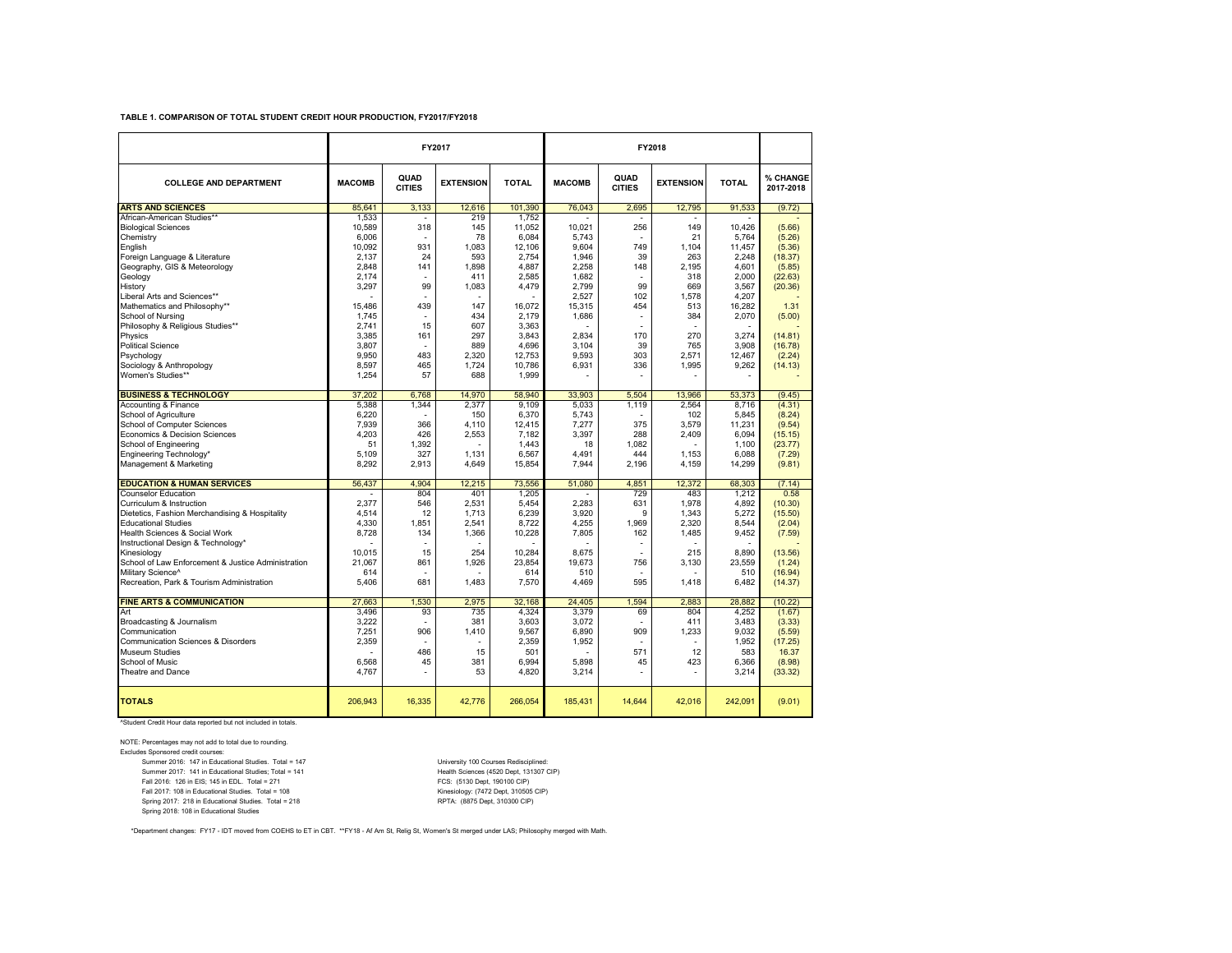**TABLE 1. COMPARISON OF TOTAL STUDENT CREDIT HOUR PRODUCTION, FY2017/FY2018**

| | FY2017 | | | | FY2018 | | | | |
|---|---|---|---|---|---|---|---|---|---|
| **COLLEGE AND DEPARTMENT** | **MACOMB** | **QUAD CITIES** | **EXTENSION** | **TOTAL** | **MACOMB** | **QUAD CITIES** | **EXTENSION** | **TOTAL** | **% CHANGE 2017-2018** |
| **ARTS AND SCIENCES** | 85,641 | 3,133 | 12,616 | 101,390 | 76,043 | 2,695 | 12,795 | 91,533 | (9.72) |
| African-American Studies** | 1,533 | - | 219 | 1,752 | - | - | - | - | - |
| Biological Sciences | 10,589 | 318 | 145 | 11,052 | 10,021 | 256 | 149 | 10,426 | (5.66) |
| Chemistry | 6,006 | - | 78 | 6,084 | 5,743 | - | 21 | 5,764 | (5.26) |
| English | 10,092 | 931 | 1,083 | 12,106 | 9,604 | 749 | 1,104 | 11,457 | (5.36) |
| Foreign Language & Literature | 2,137 | 24 | 593 | 2,754 | 1,946 | 39 | 263 | 2,248 | (18.37) |
| Geography, GIS & Meteorology | 2,848 | 141 | 1,898 | 4,887 | 2,258 | 148 | 2,195 | 4,601 | (5.85) |
| Geology | 2,174 | - | 411 | 2,585 | 1,682 | - | 318 | 2,000 | (22.63) |
| History | 3,297 | 99 | 1,083 | 4,479 | 2,799 | 99 | 669 | 3,567 | (20.36) |
| Liberal Arts and Sciences** | - | - | - | - | 2,527 | 102 | 1,578 | 4,207 | - |
| Mathematics and Philosophy** | 15,486 | 439 | 147 | 16,072 | 15,315 | 454 | 513 | 16,282 | 1.31 |
| School of Nursing | 1,745 | - | 434 | 2,179 | 1,686 | - | 384 | 2,070 | (5.00) |
| Philosophy & Religious Studies** | 2,741 | 15 | 607 | 3,363 | - | - | - | - | - |
| Physics | 3,385 | 161 | 297 | 3,843 | 2,834 | 170 | 270 | 3,274 | (14.81) |
| Political Science | 3,807 | - | 889 | 4,696 | 3,104 | 39 | 765 | 3,908 | (16.78) |
| Psychology | 9,950 | 483 | 2,320 | 12,753 | 9,593 | 303 | 2,571 | 12,467 | (2.24) |
| Sociology & Anthropology | 8,597 | 465 | 1,724 | 10,786 | 6,931 | 336 | 1,995 | 9,262 | (14.13) |
| Women's Studies** | 1,254 | 57 | 688 | 1,999 | - | - | - | - | - |
| **BUSINESS & TECHNOLOGY** | 37,202 | 6,768 | 14,970 | 58,940 | 33,903 | 5,504 | 13,966 | 53,373 | (9.45) |
| Accounting & Finance | 5,388 | 1,344 | 2,377 | 9,109 | 5,033 | 1,119 | 2,564 | 8,716 | (4.31) |
| School of Agriculture | 6,220 | - | 150 | 6,370 | 5,743 | - | 102 | 5,845 | (8.24) |
| School of Computer Sciences | 7,939 | 366 | 4,110 | 12,415 | 7,277 | 375 | 3,579 | 11,231 | (9.54) |
| Economics & Decision Sciences | 4,203 | 426 | 2,553 | 7,182 | 3,397 | 288 | 2,409 | 6,094 | (15.15) |
| School of Engineering | 51 | 1,392 | - | 1,443 | 18 | 1,082 | - | 1,100 | (23.77) |
| Engineering Technology* | 5,109 | 327 | 1,131 | 6,567 | 4,491 | 444 | 1,153 | 6,088 | (7.29) |
| Management & Marketing | 8,292 | 2,913 | 4,649 | 15,854 | 7,944 | 2,196 | 4,159 | 14,299 | (9.81) |
| **EDUCATION & HUMAN SERVICES** | 56,437 | 4,904 | 12,215 | 73,556 | 51,080 | 4,851 | 12,372 | 68,303 | (7.14) |
| Counselor Education | - | 804 | 401 | 1,205 | - | 729 | 483 | 1,212 | 0.58 |
| Curriculum & Instruction | 2,377 | 546 | 2,531 | 5,454 | 2,283 | 631 | 1,978 | 4,892 | (10.30) |
| Dietetics, Fashion Merchandising & Hospitality | 4,514 | 12 | 1,713 | 6,239 | 3,920 | 9 | 1,343 | 5,272 | (15.50) |
| Educational Studies | 4,330 | 1,851 | 2,541 | 8,722 | 4,255 | 1,969 | 2,320 | 8,544 | (2.04) |
| Health Sciences & Social Work | 8,728 | 134 | 1,366 | 10,228 | 7,805 | 162 | 1,485 | 9,452 | (7.59) |
| Instructional Design & Technology* | - | - | - | - | - | - | - | - | - |
| Kinesiology | 10,015 | 15 | 254 | 10,284 | 8,675 | - | 215 | 8,890 | (13.56) |
| School of Law Enforcement & Justice Administration | 21,067 | 861 | 1,926 | 23,854 | 19,673 | 756 | 3,130 | 23,559 | (1.24) |
| Military Science^ | 614 | - | - | 614 | 510 | - | - | 510 | (16.94) |
| Recreation, Park & Tourism Administration | 5,406 | 681 | 1,483 | 7,570 | 4,469 | 595 | 1,418 | 6,482 | (14.37) |
| **FINE ARTS & COMMUNICATION** | 27,663 | 1,530 | 2,975 | 32,168 | 24,405 | 1,594 | 2,883 | 28,882 | (10.22) |
| Art | 3,496 | 93 | 735 | 4,324 | 3,379 | 69 | 804 | 4,252 | (1.67) |
| Broadcasting & Journalism | 3,222 | - | 381 | 3,603 | 3,072 | - | 411 | 3,483 | (3.33) |
| Communication | 7,251 | 906 | 1,410 | 9,567 | 6,890 | 909 | 1,233 | 9,032 | (5.59) |
| Communication Sciences & Disorders | 2,359 | - | - | 2,359 | 1,952 | - | - | 1,952 | (17.25) |
| Museum Studies | - | 486 | 15 | 501 | - | 571 | 12 | 583 | 16.37 |
| School of Music | 6,568 | 45 | 381 | 6,994 | 5,898 | 45 | 423 | 6,366 | (8.98) |
| Theatre and Dance | 4,767 | - | 53 | 4,820 | 3,214 | - | - | 3,214 | (33.32) |
| **TOTALS** | 206,943 | 16,335 | 42,776 | 266,054 | 185,431 | 14,644 | 42,016 | 242,091 | (9.01) |

^Student Credit Hour data reported but not included in totals.

NOTE: Percentages may not add to total due to rounding.

Excludes Sponsored credit courses:

- Summer 2016: 147 in Educational Studies. Total = 147
- Summer 2017: 141 in Educational Studies; Total = 141
- Fall 2016: 126 in EIS; 145 in EDL. Total = 271
- Fall 2017: 108 in Educational Studies. Total = 108
- Spring 2017: 218 in Educational Studies. Total = 218
- Spring 2018: 108 in Educational Studies

University 100 Courses Redisciplined:

- Health Sciences (4520 Dept, 131307 CIP)
- FCS: (5130 Dept, 190100 CIP)
- Kinesiology: (7472 Dept, 310505 CIP)
- RPTA: (8875 Dept, 310300 CIP)

*Department changes: FY17 - IDT moved from COEHS to ET in CBT. **FY18 - Af Am St, Relig St, Women's St merged under LAS; Philosophy merged with Math.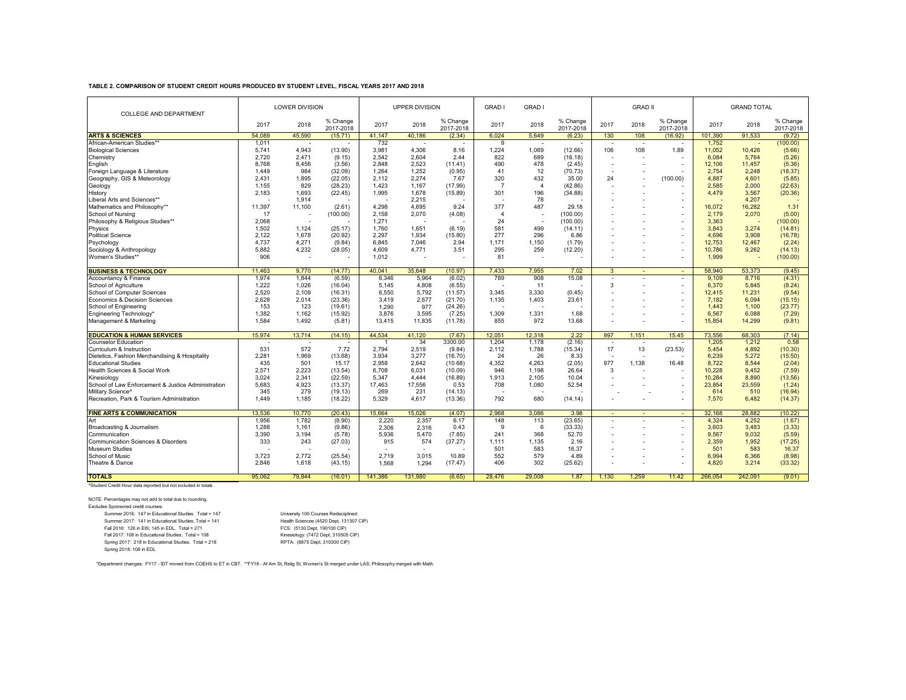**TABLE 2. COMPARISON OF STUDENT CREDIT HOURS PRODUCED BY STUDENT LEVEL, FISCAL YEARS 2017 AND 2018**

| COLLEGE AND DEPARTMENT | LOWER DIVISION | | | UPPER DIVISION | | | GRAD I | GRAD I | | GRAD II | | | GRAND TOTAL | | |
|---|---|---|---|---|---|---|---|---|---|---|---|---|---|---|---|
| | 2017 | 2018 | % Change 2017-2018 | 2017 | 2018 | % Change 2017-2018 | 2017 | 2018 | % Change 2017-2018 | 2017 | 2018 | % Change 2017-2018 | 2017 | 2018 | % Change 2017-2018 |
| **ARTS & SCIENCES** | 54,089 | 45,590 | (15.71) | 41,147 | 40,186 | (2.34) | 6,024 | 5,649 | (6.23) | 130 | 108 | (16.92) | 101,390 | 91,533 | (9.72) |
| African-American Studies** | 1,011 | - | - | 732 | - | - | 9 | - | - | - | - | - | 1,752 | - | (100.00) |
| Biological Sciences | 5,741 | 4,943 | (13.90) | 3,981 | 4,306 | 8.16 | 1,224 | 1,069 | (12.66) | 106 | 108 | 1.89 | 11,052 | 10,426 | (5.66) |
| Chemistry | 2,720 | 2,471 | (9.15) | 2,542 | 2,604 | 2.44 | 822 | 689 | (16.18) | - | - | - | 6,084 | 5,764 | (5.26) |
| English | 8,768 | 8,456 | (3.56) | 2,848 | 2,523 | (11.41) | 490 | 478 | (2.45) | - | - | - | 12,106 | 11,457 | (5.36) |
| Foreign Language & Literature | 1,449 | 984 | (32.09) | 1,264 | 1,252 | (0.95) | 41 | 12 | (70.73) | - | - | - | 2,754 | 2,248 | (18.37) |
| Geography, GIS & Meteorology | 2,431 | 1,895 | (22.05) | 2,112 | 2,274 | 7.67 | 320 | 432 | 35.00 | 24 | - | (100.00) | 4,887 | 4,601 | (5.85) |
| Geology | 1,155 | 829 | (28.23) | 1,423 | 1,167 | (17.99) | 7 | 4 | (42.86) | - | - | - | 2,585 | 2,000 | (22.63) |
| History | 2,183 | 1,693 | (22.45) | 1,995 | 1,678 | (15.89) | 301 | 196 | (34.88) | - | - | - | 4,479 | 3,567 | (20.36) |
| Liberal Arts and Sciences** | - | 1,914 | | - | 2,215 | - | - | 78 | - | - | - | - | - | 4,207 | - |
| Mathematics and Philosophy** | 11,397 | 11,100 | (2.61) | 4,298 | 4,695 | 9.24 | 377 | 487 | 29.18 | - | - | - | 16,072 | 16,282 | 1.31 |
| School of Nursing | 17 | - | (100.00) | 2,158 | 2,070 | (4.08) | 4 | - | (100.00) | - | - | - | 2,179 | 2,070 | (5.00) |
| Philosophy & Religious Studies** | 2,068 | - | - | 1,271 | - | - | 24 | - | (100.00) | - | - | - | 3,363 | - | (100.00) |
| Physics | 1,502 | 1,124 | (25.17) | 1,760 | 1,651 | (6.19) | 581 | 499 | (14.11) | - | - | - | 3,843 | 3,274 | (14.81) |
| Political Science | 2,122 | 1,678 | (20.92) | 2,297 | 1,934 | (15.80) | 277 | 296 | 6.86 | - | - | - | 4,696 | 3,908 | (16.78) |
| Psychology | 4,737 | 4,271 | (9.84) | 6,845 | 7,046 | 2.94 | 1,171 | 1,150 | (1.79) | - | - | - | 12,753 | 12,467 | (2.24) |
| Sociology & Anthropology | 5,882 | 4,232 | (28.05) | 4,609 | 4,771 | 3.51 | 295 | 259 | (12.20) | - | - | - | 10,786 | 9,262 | (14.13) |
| Women's Studies** | 906 | - | - | 1,012 | - | - | 81 | - | - | - | - | - | 1,999 | - | (100.00) |
| **BUSINESS & TECHNOLOGY** | 11,463 | 9,770 | (14.77) | 40,041 | 35,648 | (10.97) | 7,433 | 7,955 | 7.02 | 3 | - | - | 58,940 | 53,373 | (9.45) |
| Accountancy & Finance | 1,974 | 1,844 | (6.59) | 6,346 | 5,964 | (6.02) | 789 | 908 | 15.08 | - | - | - | 9,109 | 8,716 | (4.31) |
| School of Agriculture | 1,222 | 1,026 | (16.04) | 5,145 | 4,808 | (6.55) | - | 11 | - | 3 | - | - | 6,370 | 5,845 | (8.24) |
| School of Computer Sciences | 2,520 | 2,109 | (16.31) | 6,550 | 5,792 | (11.57) | 3,345 | 3,330 | (0.45) | - | - | - | 12,415 | 11,231 | (9.54) |
| Economics & Decision Sciences | 2,628 | 2,014 | (23.36) | 3,419 | 2,677 | (21.70) | 1,135 | 1,403 | 23.61 | - | - | - | 7,182 | 6,094 | (15.15) |
| School of Engineering | 153 | 123 | (19.61) | 1,290 | 977 | (24.26) | - | - | - | - | - | - | 1,443 | 1,100 | (23.77) |
| Engineering Technology* | 1,382 | 1,162 | (15.92) | 3,876 | 3,595 | (7.25) | 1,309 | 1,331 | 1.68 | - | - | - | 6,567 | 6,088 | (7.29) |
| Management & Marketing | 1,584 | 1,492 | (5.81) | 13,415 | 11,835 | (11.78) | 855 | 972 | 13.68 | - | - | - | 15,854 | 14,299 | (9.81) |
| **EDUCATION & HUMAN SERVICES** | 15,974 | 13,714 | (14.15) | 44,534 | 41,120 | (7.67) | 12,051 | 12,318 | 2.22 | 997 | 1,151 | 15.45 | 73,556 | 68,303 | (7.14) |
| Counselor Education | - | - | - | 1 | 34 | 3300.00 | 1,204 | 1,178 | (2.16) | - | - | - | 1,205 | 1,212 | 0.58 |
| Curriculum & Instruction | 531 | 572 | 7.72 | 2,794 | 2,519 | (9.84) | 2,112 | 1,788 | (15.34) | 17 | 13 | (23.53) | 5,454 | 4,892 | (10.30) |
| Dietetics, Fashion Merchandising & Hospitality | 2,281 | 1,969 | (13.68) | 3,934 | 3,277 | (16.70) | 24 | 26 | 8.33 | - | - | - | 6,239 | 5,272 | (15.50) |
| Educational Studies | 435 | 501 | 15.17 | 2,958 | 2,642 | (10.68) | 4,352 | 4,263 | (2.05) | 977 | 1,138 | 16.48 | 8,722 | 8,544 | (2.04) |
| Health Sciences & Social Work | 2,571 | 2,223 | (13.54) | 6,708 | 6,031 | (10.09) | 946 | 1,198 | 26.64 | 3 | - | - | 10,228 | 9,452 | (7.59) |
| Kinesiology | 3,024 | 2,341 | (22.59) | 5,347 | 4,444 | (16.89) | 1,913 | 2,105 | 10.04 | - | - | - | 10,284 | 8,890 | (13.56) |
| School of Law Enforcement & Justice Administration | 5,683 | 4,923 | (13.37) | 17,463 | 17,556 | 0.53 | 708 | 1,080 | 52.54 | - | - | - | 23,854 | 23,559 | (1.24) |
| Military Science^ | 345 | 279 | (19.13) | 269 | 231 | (14.13) | - | - | - | - | - | - | 614 | 510 | (16.94) |
| Recreation, Park & Tourism Administration | 1,449 | 1,185 | (18.22) | 5,329 | 4,617 | (13.36) | 792 | 680 | (14.14) | - | - | - | 7,570 | 6,482 | (14.37) |
| **FINE ARTS & COMMUNICATION** | 13,536 | 10,770 | (20.43) | 15,664 | 15,026 | (4.07) | 2,968 | 3,086 | 3.98 | - | - | - | 32,168 | 28,882 | (10.22) |
| Art | 1,956 | 1,782 | (8.90) | 2,220 | 2,357 | 6.17 | 148 | 113 | (23.65) | - | - | - | 4,324 | 4,252 | (1.67) |
| Broadcasting & Journalism | 1,288 | 1,161 | (9.86) | 2,306 | 2,316 | 0.43 | 9 | 6 | (33.33) | - | - | - | 3,603 | 3,483 | (3.33) |
| Communication | 3,390 | 3,194 | (5.78) | 5,936 | 5,470 | (7.85) | 241 | 368 | 52.70 | - | - | - | 9,567 | 9,032 | (5.59) |
| Communication Sciences & Disorders | 333 | 243 | (27.03) | 915 | 574 | (37.27) | 1,111 | 1,135 | 2.16 | - | - | - | 2,359 | 1,952 | (17.25) |
| Museum Studies | - | - | - | - | - | - | 501 | 583 | 16.37 | - | - | - | 501 | 583 | 16.37 |
| School of Music | 3,723 | 2,772 | (25.54) | 2,719 | 3,015 | 10.89 | 552 | 579 | 4.89 | - | - | - | 6,994 | 6,366 | (8.98) |
| Theatre & Dance | 2,846 | 1,618 | (43.15) | 1,568 | 1,294 | (17.47) | 406 | 302 | (25.62) | - | - | - | 4,820 | 3,214 | (33.32) |
| **TOTALS** | 95,062 | 79,844 | (16.01) | 141,386 | 131,980 | (6.65) | 28,476 | 29,008 | 1.87 | 1,130 | 1,259 | 11.42 | 266,054 | 242,091 | (9.01) |

^Student Credit Hour data reported but not included in totals.

NOTE: Percentages may not add to total due to rounding.

Excludes Sponsored credit courses:

- Summer 2016: 147 in Educational Studies. Total = 147
- Summer 2017: 141 in Educational Studies; Total = 141
- Fall 2016: 126 in EIS; 145 in EDL. Total = 271
- Fall 2017: 108 in Educational Studies. Total = 108
- Spring 2017: 218 in Educational Studies. Total = 218
- Spring 2018: 108 in EDL

University 100 Courses Rediscplined:

- Health Sciences (4520 Dept, 131307 CIP)
- FCS: (5130 Dept, 190100 CIP)
- Kinesiology: (7472 Dept, 310505 CIP)
- RPTA: (8875 Dept, 310300 CIP)

*Department changes: FY17 - IDT moved from COEHS to ET in CBT. **FY18 - Af Am St, Relig St, Women's St merged under LAS; Philosophy merged with Math.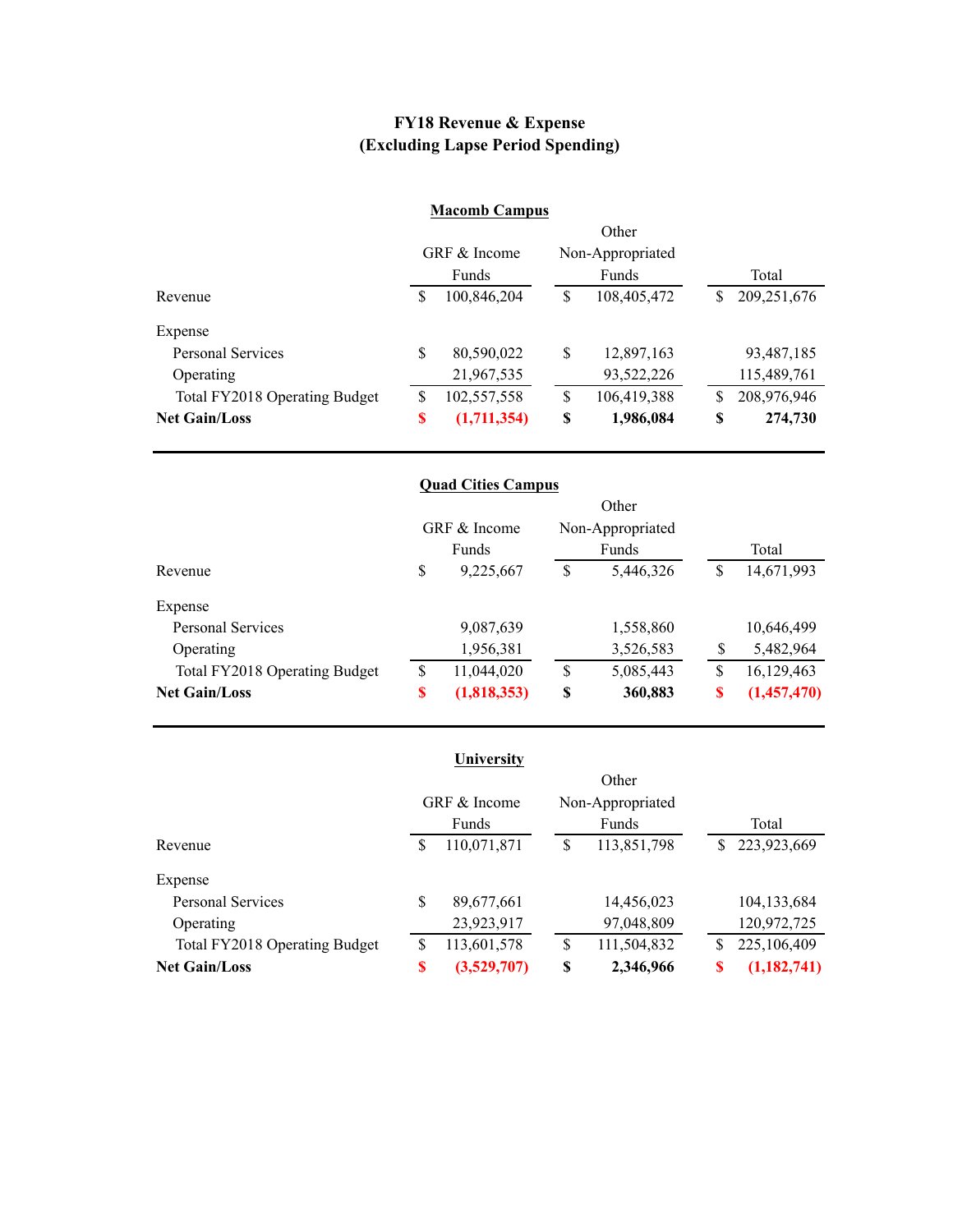# FY18 Revenue & Expense
## (Excluding Lapse Period Spending)

### Macomb Campus

| | GRF & Income Funds | Other Non-Appropriated Funds | Total |
|---|---|---|---|
| Revenue | $ 100,846,204 | $ 108,405,472 | $ 209,251,676 |
| Expense | | | |
| Personal Services | $ 80,590,022 | $ 12,897,163 | 93,487,185 |
| Operating | 21,967,535 | 93,522,226 | 115,489,761 |
| Total FY2018 Operating Budget | $ 102,557,558 | $ 106,419,388 | $ 208,976,946 |
| **Net Gain/Loss** | **$ (1,711,354)** | **$ 1,986,084** | **$ 274,730** |

### Quad Cities Campus

| | GRF & Income Funds | Other Non-Appropriated Funds | Total |
|---|---|---|---|
| Revenue | $ 9,225,667 | $ 5,446,326 | $ 14,671,993 |
| Expense | | | |
| Personal Services | 9,087,639 | 1,558,860 | 10,646,499 |
| Operating | 1,956,381 | 3,526,583 | $ 5,482,964 |
| Total FY2018 Operating Budget | $ 11,044,020 | $ 5,085,443 | $ 16,129,463 |
| **Net Gain/Loss** | **$ (1,818,353)** | **$ 360,883** | **$ (1,457,470)** |

### University

| | GRF & Income Funds | Other Non-Appropriated Funds | Total |
|---|---|---|---|
| Revenue | $ 110,071,871 | $ 113,851,798 | $ 223,923,669 |
| Expense | | | |
| Personal Services | $ 89,677,661 | 14,456,023 | 104,133,684 |
| Operating | 23,923,917 | 97,048,809 | 120,972,725 |
| Total FY2018 Operating Budget | $ 113,601,578 | $ 111,504,832 | $ 225,106,409 |
| **Net Gain/Loss** | **$ (3,529,707)** | **$ 2,346,966** | **$ (1,182,741)** |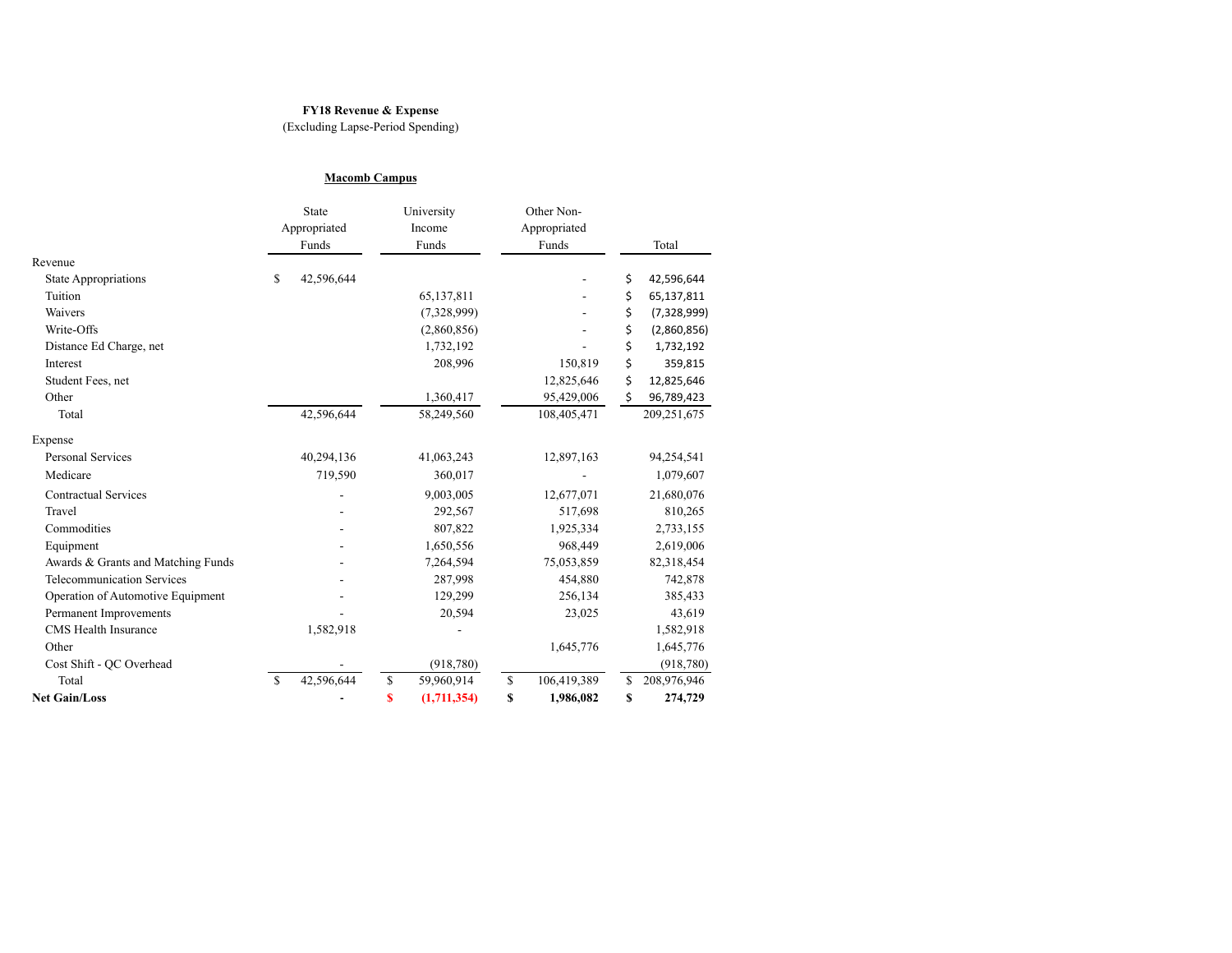**FY18 Revenue & Expense**
(Excluding Lapse-Period Spending)

**Macomb Campus**

| | State Appropriated Funds | University Income Funds | Other Non-Appropriated Funds | Total |
|---|---|---|---|---|
| Revenue | | | | |
| State Appropriations | $ 42,596,644 | | - | $ 42,596,644 |
| Tuition | | 65,137,811 | - | $ 65,137,811 |
| Waivers | | (7,328,999) | - | $ (7,328,999) |
| Write-Offs | | (2,860,856) | - | $ (2,860,856) |
| Distance Ed Charge, net | | 1,732,192 | - | $ 1,732,192 |
| Interest | | 208,996 | 150,819 | $ 359,815 |
| Student Fees, net | | | 12,825,646 | $ 12,825,646 |
| Other | | 1,360,417 | 95,429,006 | $ 96,789,423 |
| Total | 42,596,644 | 58,249,560 | 108,405,471 | 209,251,675 |
| Expense | | | | |
| Personal Services | 40,294,136 | 41,063,243 | 12,897,163 | 94,254,541 |
| Medicare | 719,590 | 360,017 | - | 1,079,607 |
| Contractual Services | - | 9,003,005 | 12,677,071 | 21,680,076 |
| Travel | - | 292,567 | 517,698 | 810,265 |
| Commodities | - | 807,822 | 1,925,334 | 2,733,155 |
| Equipment | - | 1,650,556 | 968,449 | 2,619,006 |
| Awards & Grants and Matching Funds | - | 7,264,594 | 75,053,859 | 82,318,454 |
| Telecommunication Services | - | 287,998 | 454,880 | 742,878 |
| Operation of Automotive Equipment | - | 129,299 | 256,134 | 385,433 |
| Permanent Improvements | - | 20,594 | 23,025 | 43,619 |
| CMS Health Insurance | 1,582,918 | - | | 1,582,918 |
| Other | | | 1,645,776 | 1,645,776 |
| Cost Shift - QC Overhead | - | (918,780) | | (918,780) |
| Total | $ 42,596,644 | $ 59,960,914 | $ 106,419,389 | $ 208,976,946 |
| **Net Gain/Loss** | **-** | **$ (1,711,354)** | **$ 1,986,082** | **$ 274,729** |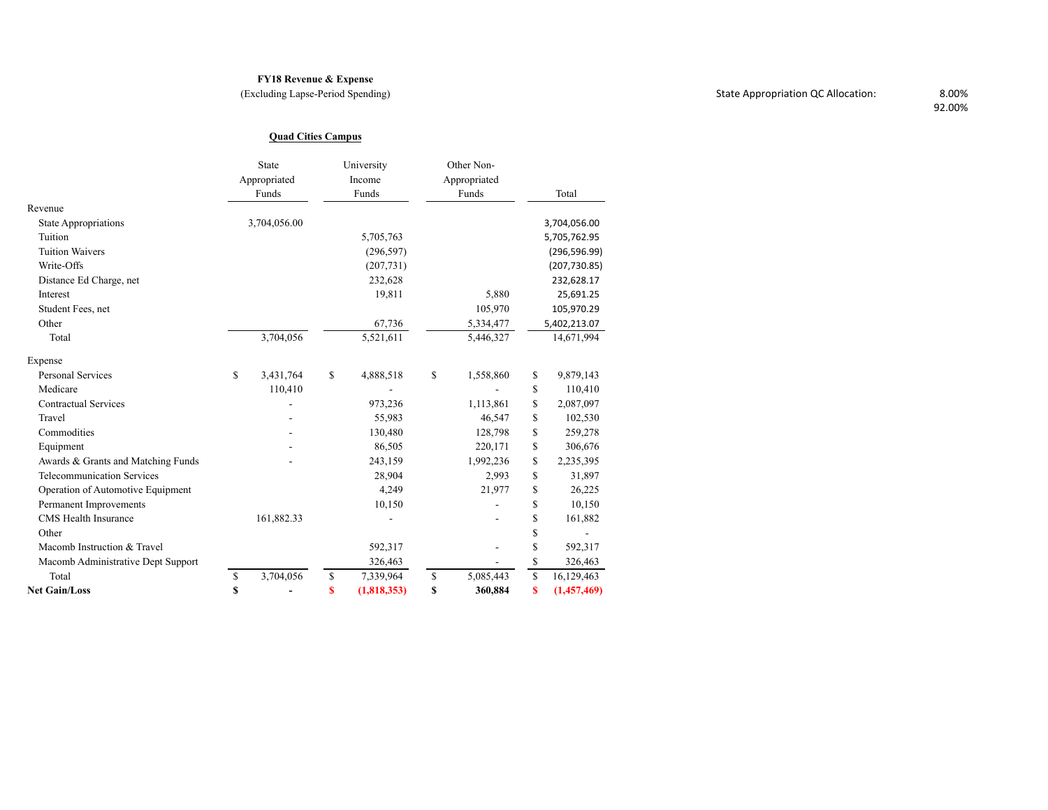**FY18 Revenue & Expense**
(Excluding Lapse-Period Spending)

State Appropriation QC Allocation: 8.00%
92.00%

**Quad Cities Campus**

| | State Appropriated Funds | University Income Funds | Other Non-Appropriated Funds | Total |
|---|---|---|---|---|
| Revenue | | | | |
| State Appropriations | 3,704,056.00 | | | 3,704,056.00 |
| Tuition | | 5,705,763 | | 5,705,762.95 |
| Tuition Waivers | | (296,597) | | (296,596.99) |
| Write-Offs | | (207,731) | | (207,730.85) |
| Distance Ed Charge, net | | 232,628 | | 232,628.17 |
| Interest | | 19,811 | 5,880 | 25,691.25 |
| Student Fees, net | | | 105,970 | 105,970.29 |
| Other | | 67,736 | 5,334,477 | 5,402,213.07 |
| Total | 3,704,056 | 5,521,611 | 5,446,327 | 14,671,994 |
| Expense | | | | |
| Personal Services | $ 3,431,764 | $ 4,888,518 | $ 1,558,860 | $ 9,879,143 |
| Medicare | 110,410 | - | - | $ 110,410 |
| Contractual Services | - | 973,236 | 1,113,861 | $ 2,087,097 |
| Travel | - | 55,983 | 46,547 | $ 102,530 |
| Commodities | - | 130,480 | 128,798 | $ 259,278 |
| Equipment | - | 86,505 | 220,171 | $ 306,676 |
| Awards & Grants and Matching Funds | - | 243,159 | 1,992,236 | $ 2,235,395 |
| Telecommunication Services | | 28,904 | 2,993 | $ 31,897 |
| Operation of Automotive Equipment | | 4,249 | 21,977 | $ 26,225 |
| Permanent Improvements | | 10,150 | - | $ 10,150 |
| CMS Health Insurance | 161,882.33 | - | - | $ 161,882 |
| Other | | | | $ - |
| Macomb Instruction & Travel | | 592,317 | - | $ 592,317 |
| Macomb Administrative Dept Support | | 326,463 | - | $ 326,463 |
| Total | $ 3,704,056 | $ 7,339,964 | $ 5,085,443 | $ 16,129,463 |
| **Net Gain/Loss** | **$ -** | **$ (1,818,353)** | **$ 360,884** | **$ (1,457,469)** |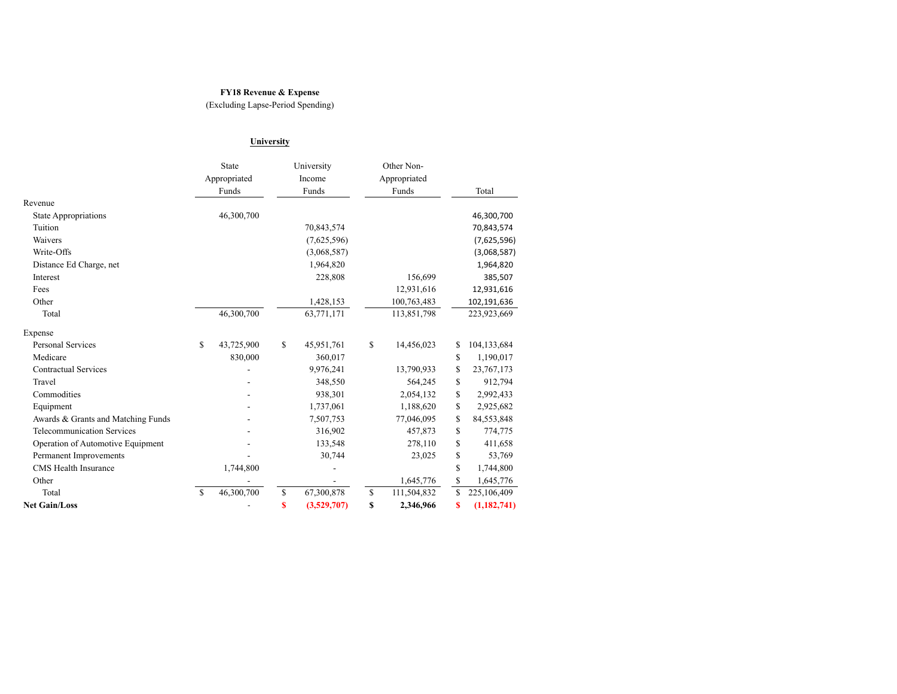**FY18 Revenue & Expense**

(Excluding Lapse-Period Spending)

**University**

| | State Appropriated Funds | University Income Funds | Other Non-Appropriated Funds | Total |
|---|---|---|---|---|
| Revenue | | | | |
| State Appropriations | 46,300,700 | | | 46,300,700 |
| Tuition | | 70,843,574 | | 70,843,574 |
| Waivers | | (7,625,596) | | (7,625,596) |
| Write-Offs | | (3,068,587) | | (3,068,587) |
| Distance Ed Charge, net | | 1,964,820 | | 1,964,820 |
| Interest | | 228,808 | 156,699 | 385,507 |
| Fees | | | 12,931,616 | 12,931,616 |
| Other | | 1,428,153 | 100,763,483 | 102,191,636 |
| Total | 46,300,700 | 63,771,171 | 113,851,798 | 223,923,669 |
| Expense | | | | |
| Personal Services | $ 43,725,900 | $ 45,951,761 | $ 14,456,023 | $ 104,133,684 |
| Medicare | 830,000 | 360,017 | | $ 1,190,017 |
| Contractual Services | - | 9,976,241 | 13,790,933 | $ 23,767,173 |
| Travel | - | 348,550 | 564,245 | $ 912,794 |
| Commodities | - | 938,301 | 2,054,132 | $ 2,992,433 |
| Equipment | - | 1,737,061 | 1,188,620 | $ 2,925,682 |
| Awards & Grants and Matching Funds | - | 7,507,753 | 77,046,095 | $ 84,553,848 |
| Telecommunication Services | - | 316,902 | 457,873 | $ 774,775 |
| Operation of Automotive Equipment | - | 133,548 | 278,110 | $ 411,658 |
| Permanent Improvements | - | 30,744 | 23,025 | $ 53,769 |
| CMS Health Insurance | 1,744,800 | - | | $ 1,744,800 |
| Other | - | - | 1,645,776 | $ 1,645,776 |
| Total | $ 46,300,700 | $ 67,300,878 | $ 111,504,832 | $ 225,106,409 |
| **Net Gain/Loss** | - | **$ (3,529,707)** | **$ 2,346,966** | **$ (1,182,741)** |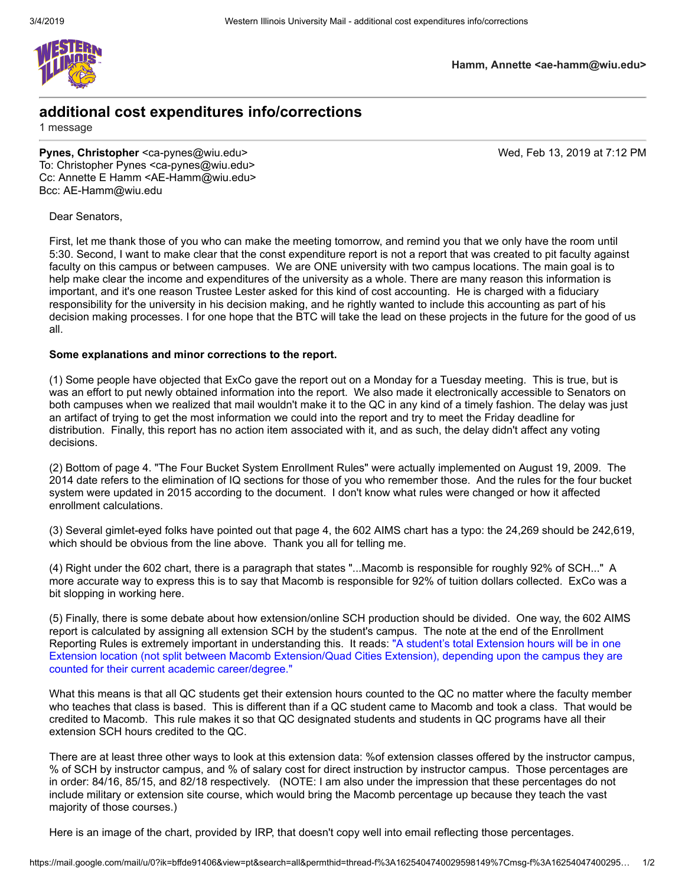Hamm, Annette <ae-hamm@wiu.edu>

# additional cost expenditures info/corrections

1 message

**Pynes, Christopher** <ca-pynes@wiu.edu> Wed, Feb 13, 2019 at 7:12 PM
To: Christopher Pynes <ca-pynes@wiu.edu>
Cc: Annette E Hamm <AE-Hamm@wiu.edu>
Bcc: AE-Hamm@wiu.edu

Dear Senators,

First, let me thank those of you who can make the meeting tomorrow, and remind you that we only have the room until 5:30. Second, I want to make clear that the const expenditure report is not a report that was created to pit faculty against faculty on this campus or between campuses. We are ONE university with two campus locations. The main goal is to help make clear the income and expenditures of the university as a whole. There are many reason this information is important, and it's one reason Trustee Lester asked for this kind of cost accounting. He is charged with a fiduciary responsibility for the university in his decision making, and he rightly wanted to include this accounting as part of his decision making processes. I for one hope that the BTC will take the lead on these projects in the future for the good of us all.

**Some explanations and minor corrections to the report.**

(1) Some people have objected that ExCo gave the report out on a Monday for a Tuesday meeting. This is true, but is was an effort to put newly obtained information into the report. We also made it electronically accessible to Senators on both campuses when we realized that mail wouldn't make it to the QC in any kind of a timely fashion. The delay was just an artifact of trying to get the most information we could into the report and try to meet the Friday deadline for distribution. Finally, this report has no action item associated with it, and as such, the delay didn't affect any voting decisions.

(2) Bottom of page 4. "The Four Bucket System Enrollment Rules" were actually implemented on August 19, 2009. The 2014 date refers to the elimination of IQ sections for those of you who remember those. And the rules for the four bucket system were updated in 2015 according to the document. I don't know what rules were changed or how it affected enrollment calculations.

(3) Several gimlet-eyed folks have pointed out that page 4, the 602 AIMS chart has a typo: the 24,269 should be 242,619, which should be obvious from the line above. Thank you all for telling me.

(4) Right under the 602 chart, there is a paragraph that states "...Macomb is responsible for roughly 92% of SCH..." A more accurate way to express this is to say that Macomb is responsible for 92% of tuition dollars collected. ExCo was a bit slopping in working here.

(5) Finally, there is some debate about how extension/online SCH production should be divided. One way, the 602 AIMS report is calculated by assigning all extension SCH by the student's campus. The note at the end of the Enrollment Reporting Rules is extremely important in understanding this. It reads: "A student's total Extension hours will be in one Extension location (not split between Macomb Extension/Quad Cities Extension), depending upon the campus they are counted for their current academic career/degree."

What this means is that all QC students get their extension hours counted to the QC no matter where the faculty member who teaches that class is based. This is different than if a QC student came to Macomb and took a class. That would be credited to Macomb. This rule makes it so that QC designated students and students in QC programs have all their extension SCH hours credited to the QC.

There are at least three other ways to look at this extension data: %of extension classes offered by the instructor campus, % of SCH by instructor campus, and % of salary cost for direct instruction by instructor campus. Those percentages are in order: 84/16, 85/15, and 82/18 respectively. (NOTE: I am also under the impression that these percentages do not include military or extension site course, which would bring the Macomb percentage up because they teach the vast majority of those courses.)

Here is an image of the chart, provided by IRP, that doesn't copy well into email reflecting those percentages.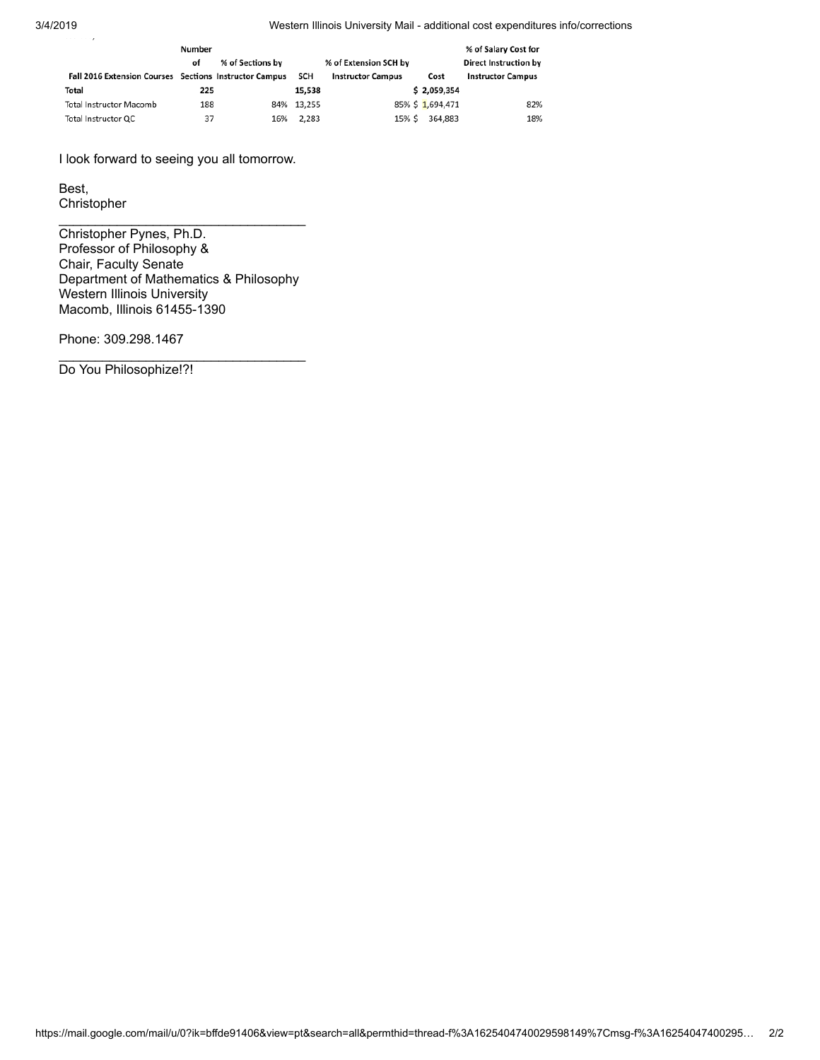| Fall 2016 Extension Courses | Number of Sections | % of Sections by Instructor Campus | SCH | % of Extension SCH by Instructor Campus | Cost | % of Salary Cost for Direct Instruction by Instructor Campus |
|---|---|---|---|---|---|---|
| **Total** | **225** | | **15,538** | | **$ 2,059,354** | |
| Total Instructor Macomb | 188 | 84% | 13,255 | 85% | $ 1,694,471 | 82% |
| Total Instructor QC | 37 | 16% | 2,283 | 15% | $ 364,883 | 18% |

I look forward to seeing you all tomorrow.

Best,
Christopher

Christopher Pynes, Ph.D.
Professor of Philosophy &
Chair, Faculty Senate
Department of Mathematics & Philosophy
Western Illinois University
Macomb, Illinois 61455-1390

Phone: 309.298.1467

Do You Philosophize!?!